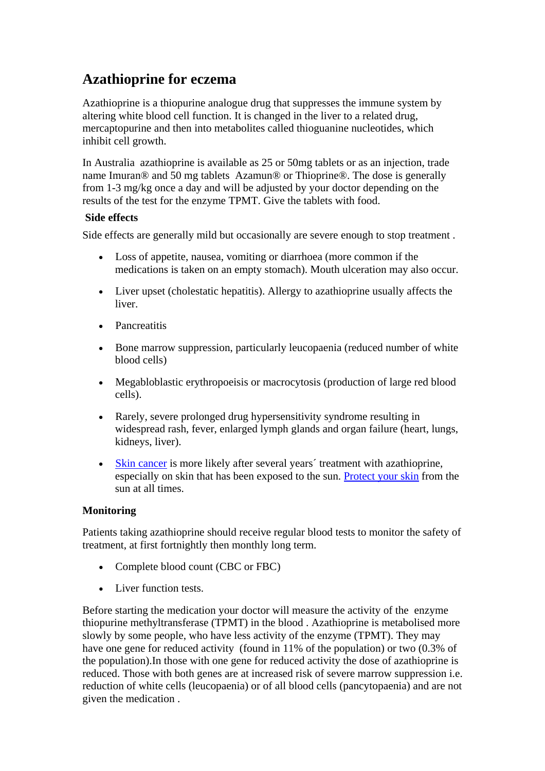# Azathioprine for eczema

Azathioprine is a thiopurine analogue drug that suppresses the immune system by altering white blood cell function. It is changed in the liver to a related drug, mercaptopurine and then into metabolites called thioguanine nucleotides, which inhibit cell growth.

In Australia azathioprine is available as 25 or 50mg tablets or as an injection, trade name Imuran® and 50 mg tablets Azamun® or Thioprine®. The dose is generally from 1-3 mg/kg once a day and will be adjusted by your doctor depending on the results of the test for the enzyme TPMT. Give the tablets with food.

**Side effects**

Side effects are generally mild but occasionally are severe enough to stop treatment .

- Loss of appetite, nausea, vomiting or diarrhoea (more common if the medications is taken on an empty stomach). Mouth ulceration may also occur.
- Liver upset (cholestatic hepatitis). Allergy to azathioprine usually affects the liver.
- Pancreatitis
- Bone marrow suppression, particularly leucopaenia (reduced number of white blood cells)
- Megabloblastic erythropoeisis or macrocytosis (production of large red blood cells).
- Rarely, severe prolonged drug hypersensitivity syndrome resulting in widespread rash, fever, enlarged lymph glands and organ failure (heart, lungs, kidneys, liver).
- Skin cancer is more likely after several years´ treatment with azathioprine, especially on skin that has been exposed to the sun. Protect your skin from the sun at all times.

**Monitoring**

Patients taking azathioprine should receive regular blood tests to monitor the safety of treatment, at first fortnightly then monthly long term.

- Complete blood count (CBC or FBC)
- Liver function tests.

Before starting the medication your doctor will measure the activity of the enzyme thiopurine methyltransferase (TPMT) in the blood . Azathioprine is metabolised more slowly by some people, who have less activity of the enzyme (TPMT). They may have one gene for reduced activity (found in 11% of the population) or two (0.3% of the population).In those with one gene for reduced activity the dose of azathioprine is reduced. Those with both genes are at increased risk of severe marrow suppression i.e. reduction of white cells (leucopaenia) or of all blood cells (pancytopaenia) and are not given the medication .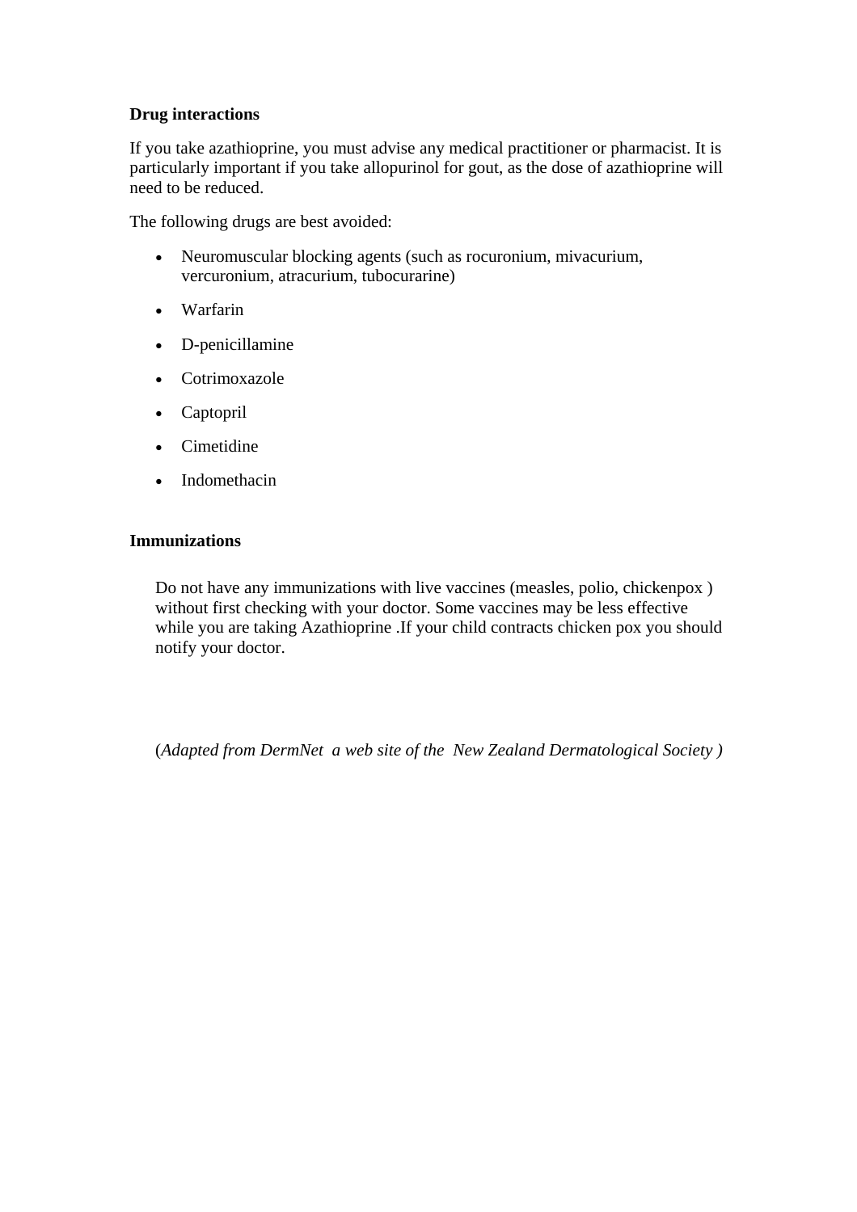**Drug interactions**

If you take azathioprine, you must advise any medical practitioner or pharmacist. It is particularly important if you take allopurinol for gout, as the dose of azathioprine will need to be reduced.

The following drugs are best avoided:

- Neuromuscular blocking agents (such as rocuronium, mivacurium, vercuronium, atracurium, tubocurarine)
- Warfarin
- D-penicillamine
- Cotrimoxazole
- Captopril
- Cimetidine
- Indomethacin

**Immunizations**

Do not have any immunizations with live vaccines (measles, polio, chickenpox ) without first checking with your doctor. Some vaccines may be less effective while you are taking Azathioprine .If your child contracts chicken pox you should notify your doctor.

(*Adapted from DermNet a web site of the New Zealand Dermatological Society )*